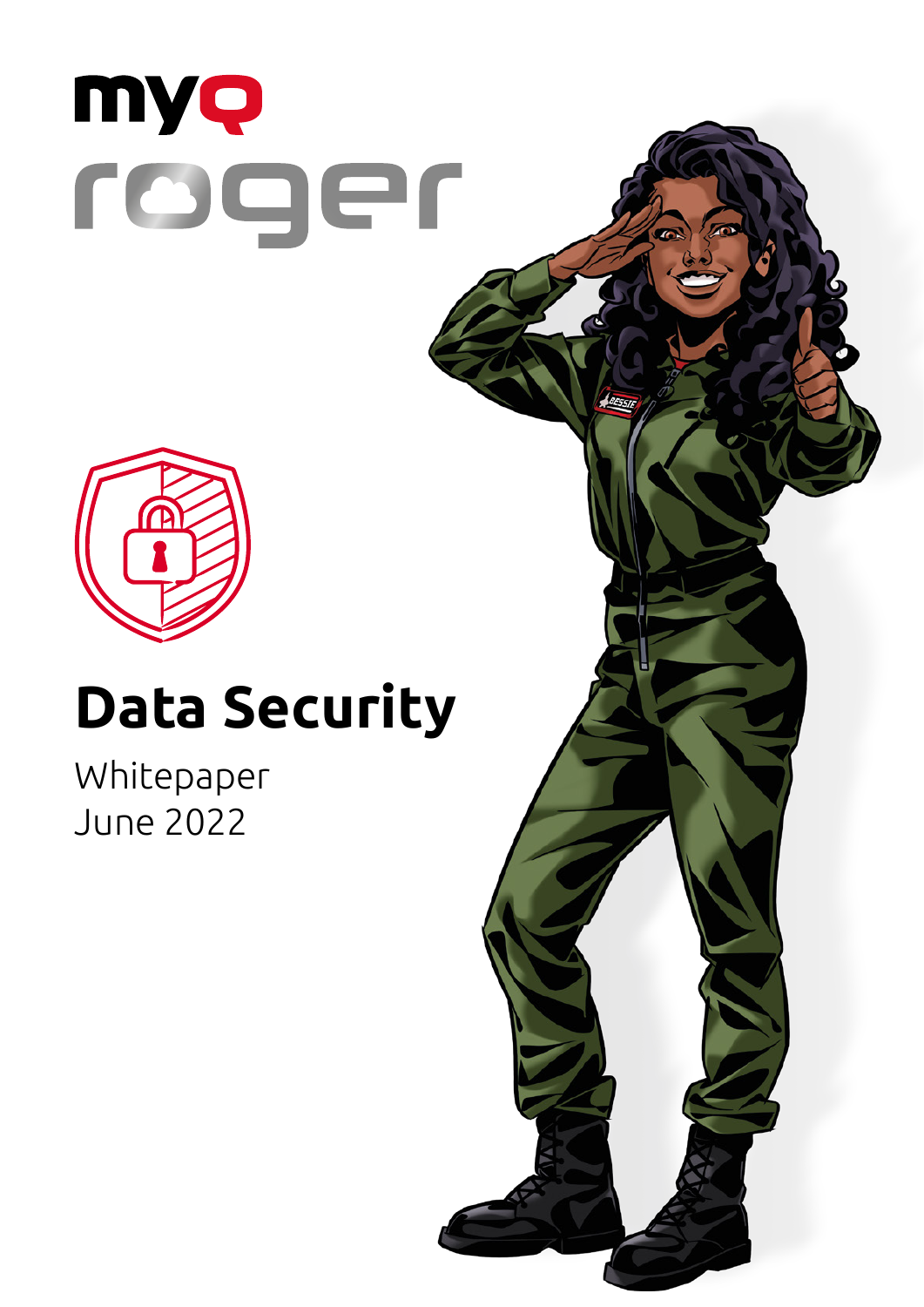myQ

roger

# Data Security

Whitepaper
June 2022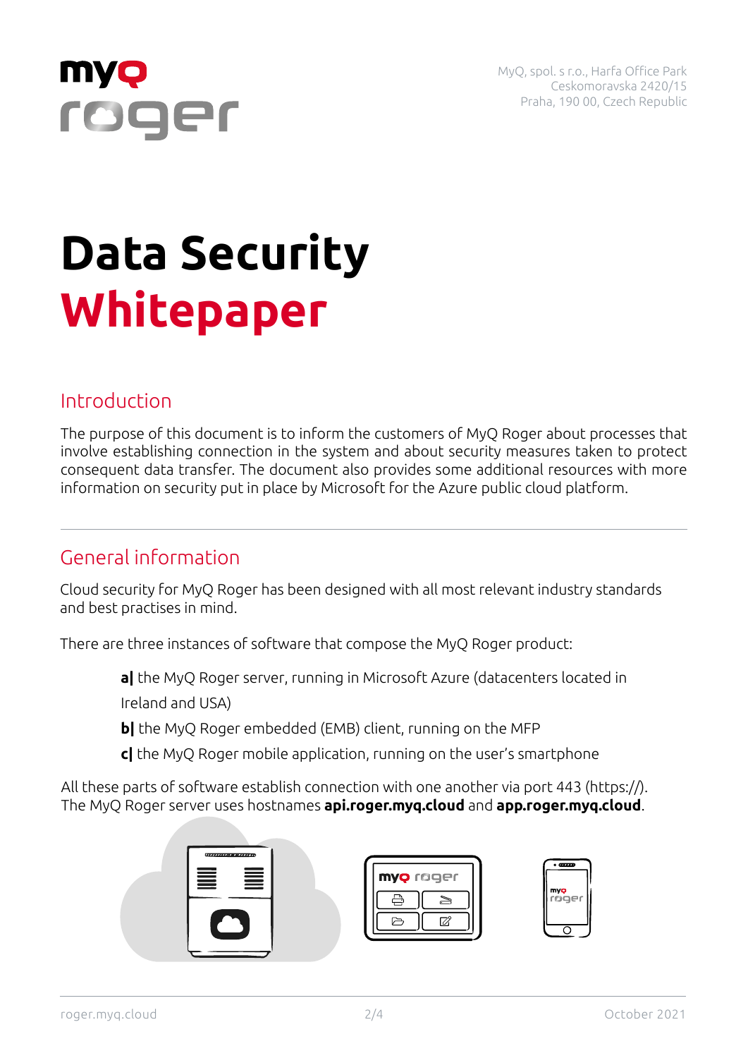MyQ, spol. s r.o., Harfa Office Park
Ceskomoravska 2420/15
Praha, 190 00, Czech Republic

# Data Security Whitepaper

## Introduction

The purpose of this document is to inform the customers of MyQ Roger about processes that involve establishing connection in the system and about security measures taken to protect consequent data transfer. The document also provides some additional resources with more information on security put in place by Microsoft for the Azure public cloud platform.

## General information

Cloud security for MyQ Roger has been designed with all most relevant industry standards and best practises in mind.

There are three instances of software that compose the MyQ Roger product:

**a|** the MyQ Roger server, running in Microsoft Azure (datacenters located in Ireland and USA)

**b|** the MyQ Roger embedded (EMB) client, running on the MFP

**c|** the MyQ Roger mobile application, running on the user's smartphone

All these parts of software establish connection with one another via port 443 (https://). The MyQ Roger server uses hostnames **api.roger.myq.cloud** and **app.roger.myq.cloud**.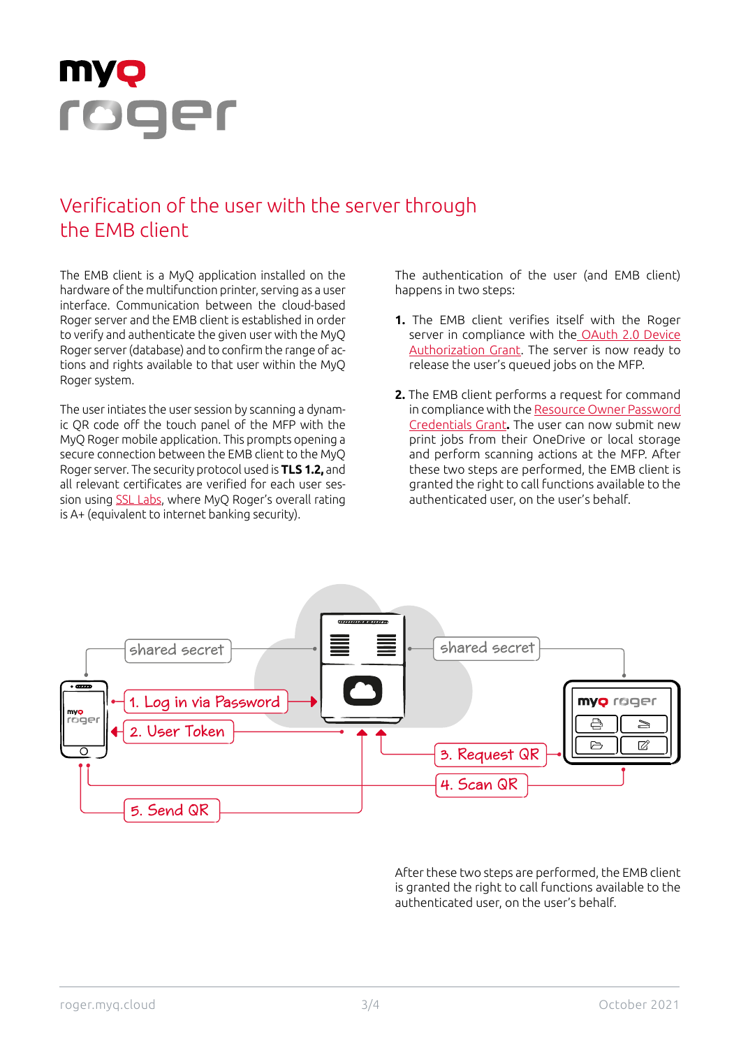# Verification of the user with the server through the EMB client

The EMB client is a MyQ application installed on the hardware of the multifunction printer, serving as a user interface. Communication between the cloud-based Roger server and the EMB client is established in order to verify and authenticate the given user with the MyQ Roger server (database) and to confirm the range of actions and rights available to that user within the MyQ Roger system.

The user intiates the user session by scanning a dynamic QR code off the touch panel of the MFP with the MyQ Roger mobile application. This prompts opening a secure connection between the EMB client to the MyQ Roger server. The security protocol used is **TLS 1.2,** and all relevant certificates are verified for each user session using SSL Labs, where MyQ Roger's overall rating is A+ (equivalent to internet banking security).

The authentication of the user (and EMB client) happens in two steps:

1. The EMB client verifies itself with the Roger server in compliance with the OAuth 2.0 Device Authorization Grant. The server is now ready to release the user's queued jobs on the MFP.

2. The EMB client performs a request for command in compliance with the Resource Owner Password Credentials Grant**.** The user can now submit new print jobs from their OneDrive or local storage and perform scanning actions at the MFP. After these two steps are performed, the EMB client is granted the right to call functions available to the authenticated user, on the user's behalf.

shared secret

shared secret

1. Log in via Password

2. User Token

3. Request QR

4. Scan QR

5. Send QR

After these two steps are performed, the EMB client is granted the right to call functions available to the authenticated user, on the user's behalf.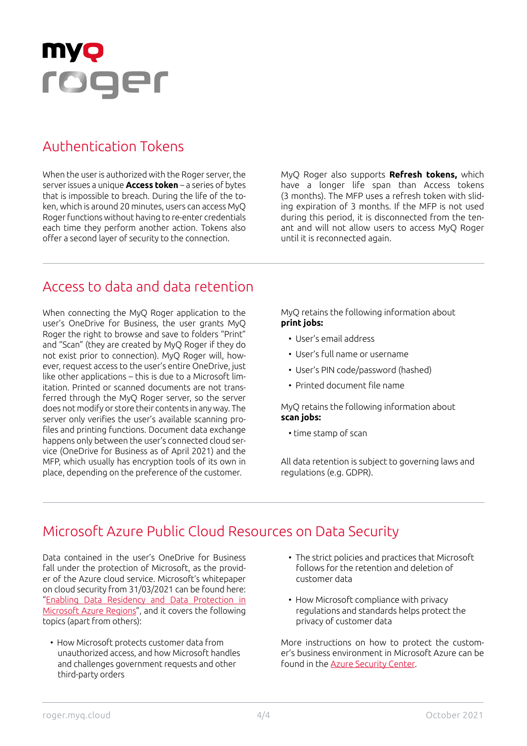# myQ roger

## Authentication Tokens

When the user is authorized with the Roger server, the server issues a unique **Access token** – a series of bytes that is impossible to breach. During the life of the token, which is around 20 minutes, users can access MyQ Roger functions without having to re-enter credentials each time they perform another action. Tokens also offer a second layer of security to the connection.

MyQ Roger also supports **Refresh tokens,** which have a longer life span than Access tokens (3 months). The MFP uses a refresh token with sliding expiration of 3 months. If the MFP is not used during this period, it is disconnected from the tenant and will not allow users to access MyQ Roger until it is reconnected again.

## Access to data and data retention

When connecting the MyQ Roger application to the user's OneDrive for Business, the user grants MyQ Roger the right to browse and save to folders "Print" and "Scan" (they are created by MyQ Roger if they do not exist prior to connection). MyQ Roger will, however, request access to the user's entire OneDrive, just like other applications – this is due to a Microsoft limitation. Printed or scanned documents are not transferred through the MyQ Roger server, so the server does not modify or store their contents in any way. The server only verifies the user's available scanning profiles and printing functions. Document data exchange happens only between the user's connected cloud service (OneDrive for Business as of April 2021) and the MFP, which usually has encryption tools of its own in place, depending on the preference of the customer.

MyQ retains the following information about **print jobs:**

- User's email address
- User's full name or username
- User's PIN code/password (hashed)
- Printed document file name

MyQ retains the following information about **scan jobs:**

- time stamp of scan

All data retention is subject to governing laws and regulations (e.g. GDPR).

## Microsoft Azure Public Cloud Resources on Data Security

Data contained in the user's OneDrive for Business fall under the protection of Microsoft, as the provider of the Azure cloud service. Microsoft's whitepaper on cloud security from 31/03/2021 can be found here: "Enabling Data Residency and Data Protection in Microsoft Azure Regions", and it covers the following topics (apart from others):

- How Microsoft protects customer data from unauthorized access, and how Microsoft handles and challenges government requests and other third-party orders
- The strict policies and practices that Microsoft follows for the retention and deletion of customer data
- How Microsoft compliance with privacy regulations and standards helps protect the privacy of customer data

More instructions on how to protect the customer's business environment in Microsoft Azure can be found in the Azure Security Center.

roger.myq.cloud    October 2021